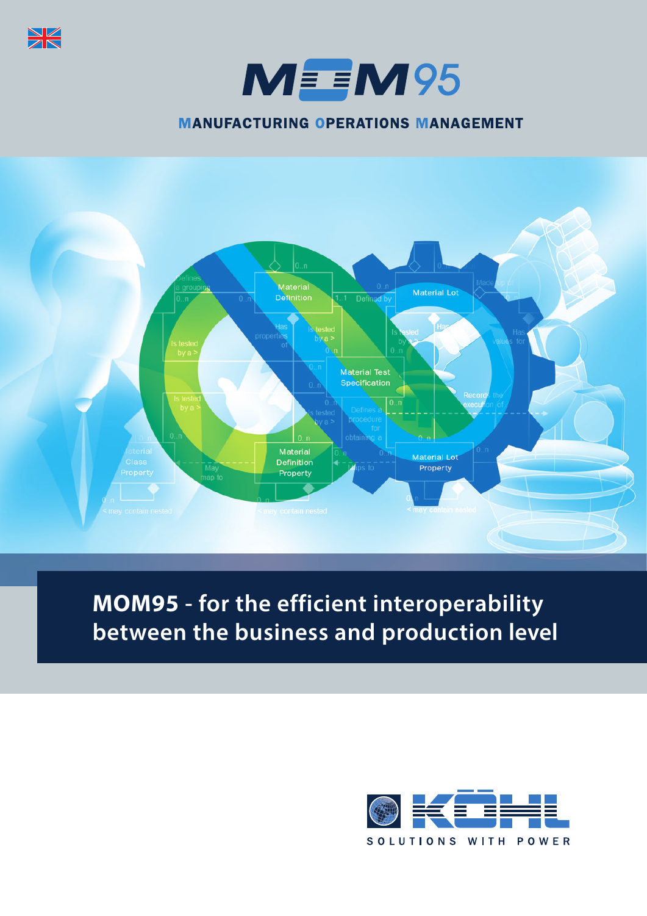# MOM95

## MANUFACTURING OPERATIONS MANAGEMENT

**MOM95 - for the efficient interoperability between the business and production level**

KÖHL

SOLUTIONS WITH POWER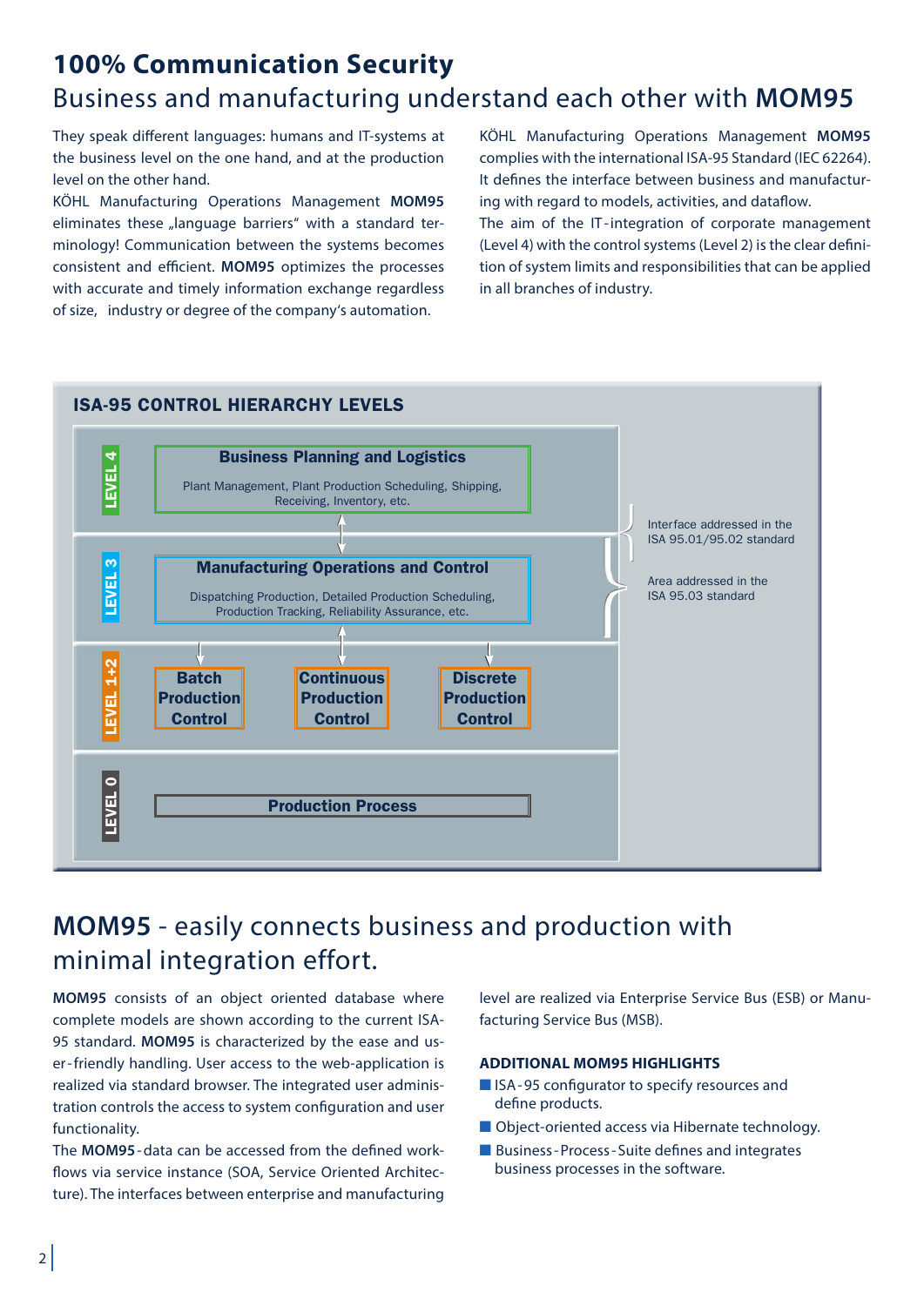# 100% Communication Security

## Business and manufacturing understand each other with **MOM95**

They speak different languages: humans and IT-systems at the business level on the one hand, and at the production level on the other hand.

KÖHL Manufacturing Operations Management **MOM95** eliminates these „language barriers" with a standard terminology! Communication between the systems becomes consistent and efficient. **MOM95** optimizes the processes with accurate and timely information exchange regardless of size, industry or degree of the company's automation.

KÖHL Manufacturing Operations Management **MOM95** complies with the international ISA-95 Standard (IEC 62264). It defines the interface between business and manufacturing with regard to models, activities, and dataflow.

The aim of the IT-integration of corporate management (Level 4) with the control systems (Level 2) is the clear definition of system limits and responsibilities that can be applied in all branches of industry.

### ISA-95 CONTROL HIERARCHY LEVELS

**LEVEL 4** — **Business Planning and Logistics**
Plant Management, Plant Production Scheduling, Shipping, Receiving, Inventory, etc.

**LEVEL 3** — **Manufacturing Operations and Control**
Dispatching Production, Detailed Production Scheduling, Production Tracking, Reliability Assurance, etc.

**LEVEL 1+2** — **Batch Production Control** | **Continuous Production Control** | **Discrete Production Control**

**LEVEL 0** — **Production Process**

Interface addressed in the ISA 95.01/95.02 standard

Area addressed in the ISA 95.03 standard

## **MOM95** - easily connects business and production with minimal integration effort.

**MOM95** consists of an object oriented database where complete models are shown according to the current ISA-95 standard. **MOM95** is characterized by the ease and user-friendly handling. User access to the web-application is realized via standard browser. The integrated user administration controls the access to system configuration and user functionality.

The **MOM95**-data can be accessed from the defined workflows via service instance (SOA, Service Oriented Architecture). The interfaces between enterprise and manufacturing level are realized via Enterprise Service Bus (ESB) or Manufacturing Service Bus (MSB).

**ADDITIONAL MOM95 HIGHLIGHTS**

- ISA-95 configurator to specify resources and define products.
- Object-oriented access via Hibernate technology.
- Business-Process-Suite defines and integrates business processes in the software.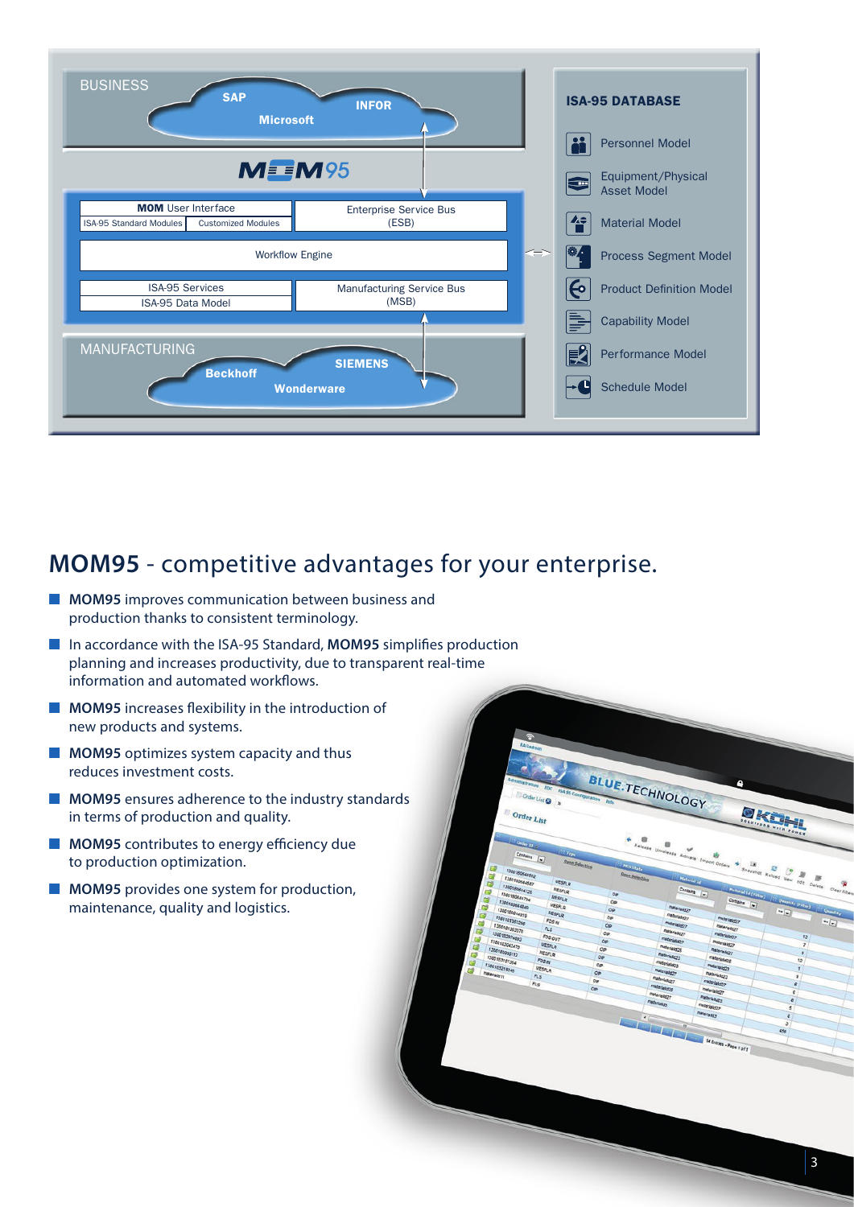BUSINESS

SAP

Microsoft

INFOR

MOM95

| MOM User Interface | | Enterprise Service Bus (ESB) |
|---|---|---|
| ISA-95 Standard Modules | Customized Modules | |

Workflow Engine

| ISA-95 Services | Manufacturing Service Bus (MSB) |
|---|---|
| ISA-95 Data Model | |

MANUFACTURING

Beckhoff

SIEMENS

Wonderware

**ISA-95 DATABASE**

- Personnel Model
- Equipment/Physical Asset Model
- Material Model
- Process Segment Model
- Product Definition Model
- Capability Model
- Performance Model
- Schedule Model

# MOM95 - competitive advantages for your enterprise.

- **MOM95** improves communication between business and production thanks to consistent terminology.
- In accordance with the ISA-95 Standard, **MOM95** simplifies production planning and increases productivity, due to transparent real-time information and automated workflows.
- **MOM95** increases flexibility in the introduction of new products and systems.
- **MOM95** optimizes system capacity and thus reduces investment costs.
- **MOM95** ensures adherence to the industry standards in terms of production and quality.
- **MOM95** contributes to energy efficiency due to production optimization.
- **MOM95** provides one system for production, maintenance, quality and logistics.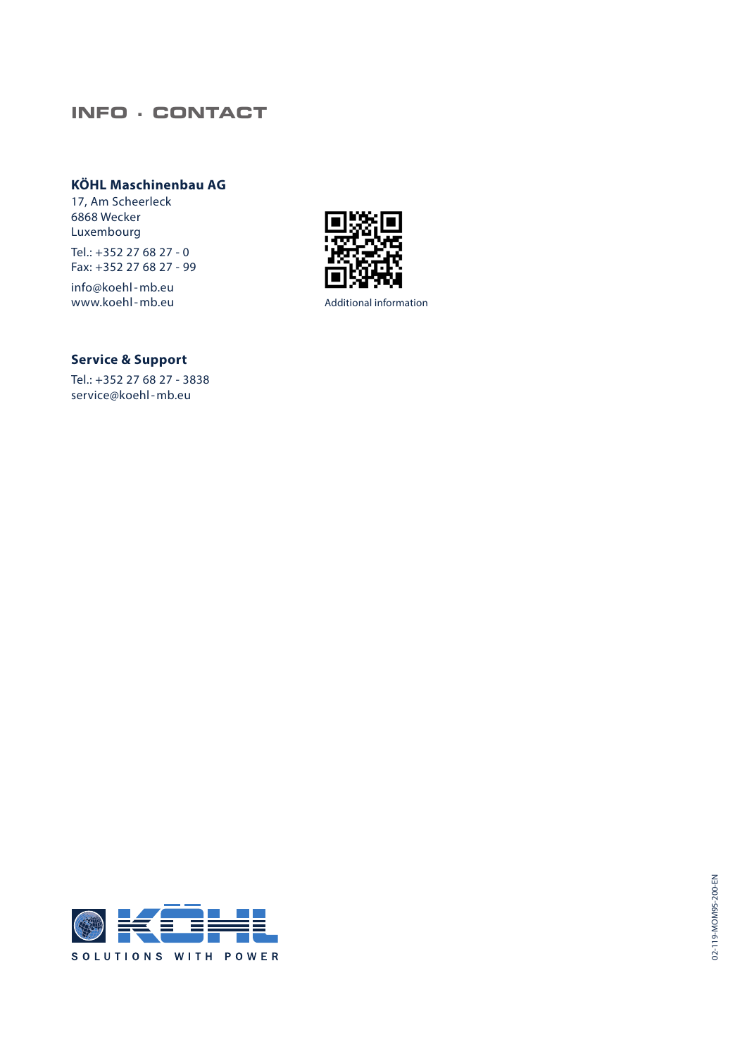# INFO · CONTACT

**KÖHL Maschinenbau AG**
17, Am Scheerleck
6868 Wecker
Luxembourg

Tel.: +352 27 68 27 - 0
Fax: +352 27 68 27 - 99

info@koehl-mb.eu
www.koehl-mb.eu

Additional information

**Service & Support**

Tel.: +352 27 68 27 - 3838
service@koehl-mb.eu

SOLUTIONS WITH POWER

02-119-MOM95-200-EN